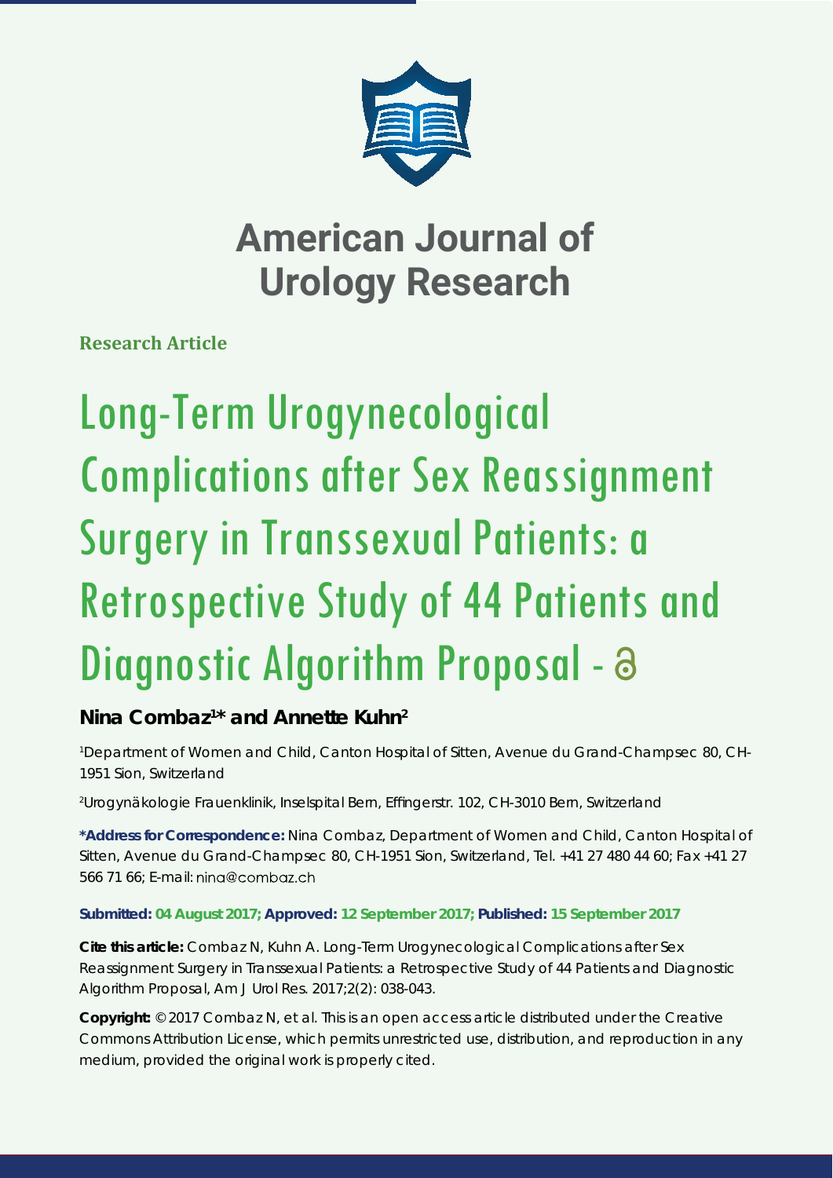# American Journal of Urology Research

**Research Article**

# Long-Term Urogynecological Complications after Sex Reassignment Surgery in Transsexual Patients: a Retrospective Study of 44 Patients and Diagnostic Algorithm Proposal

**Nina Combaz[1]* and Annette Kuhn[2]**

[1]Department of Women and Child, Canton Hospital of Sitten, Avenue du Grand-Champsec 80, CH-1951 Sion, Switzerland

[2]Urogynäkologie Frauenklinik, Inselspital Bern, Effingerstr. 102, CH-3010 Bern, Switzerland

**\*Address for Correspondence:** Nina Combaz, Department of Women and Child, Canton Hospital of Sitten, Avenue du Grand-Champsec 80, CH-1951 Sion, Switzerland, Tel. +41 27 480 44 60; Fax +41 27 566 71 66; E-mail: nina@combaz.ch

**Submitted: 04 August 2017; Approved: 12 September 2017; Published: 15 September 2017**

**Cite this article:** Combaz N, Kuhn A. Long-Term Urogynecological Complications after Sex Reassignment Surgery in Transsexual Patients: a Retrospective Study of 44 Patients and Diagnostic Algorithm Proposal, Am J Urol Res. 2017;2(2): 038-043.

**Copyright:** © 2017 Combaz N, et al. This is an open access article distributed under the Creative Commons Attribution License, which permits unrestricted use, distribution, and reproduction in any medium, provided the original work is properly cited.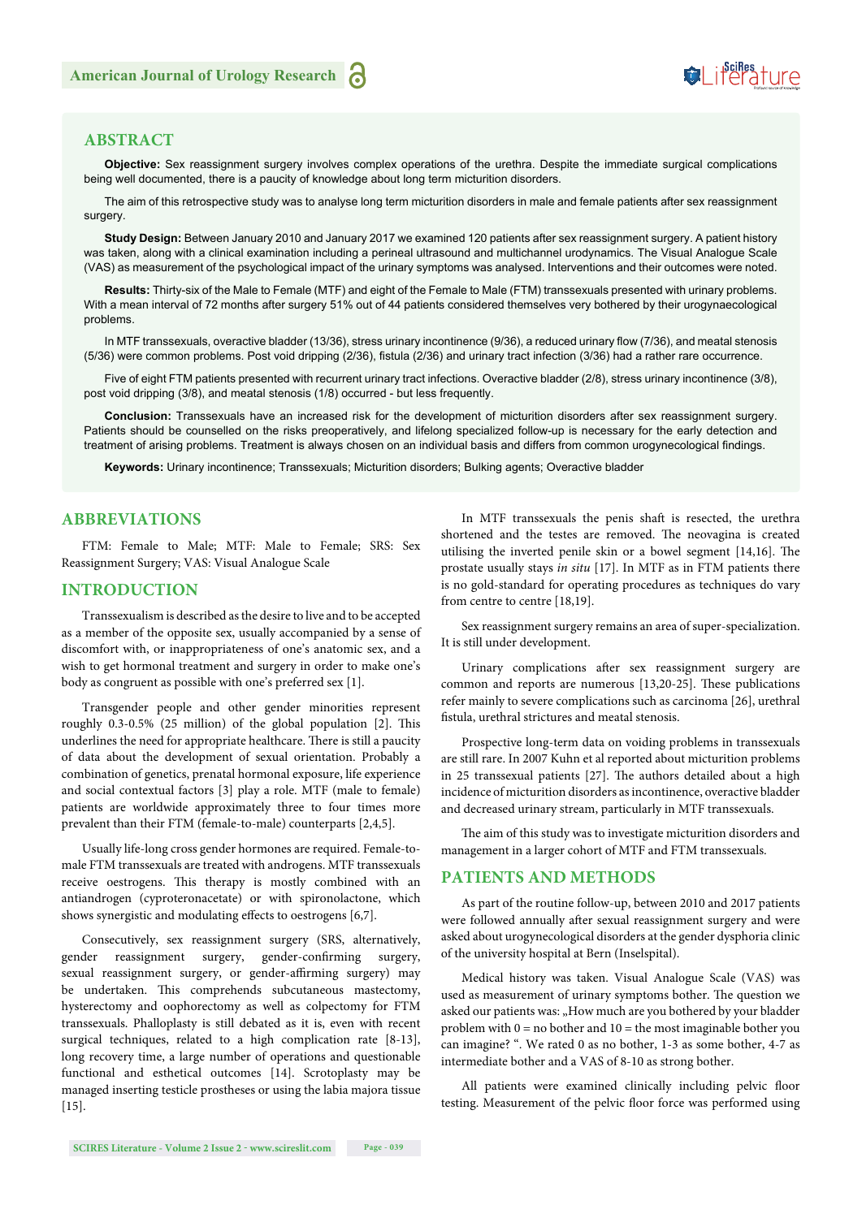## ABSTRACT

**Objective:** Sex reassignment surgery involves complex operations of the urethra. Despite the immediate surgical complications being well documented, there is a paucity of knowledge about long term micturition disorders.

The aim of this retrospective study was to analyse long term micturition disorders in male and female patients after sex reassignment surgery.

**Study Design:** Between January 2010 and January 2017 we examined 120 patients after sex reassignment surgery. A patient history was taken, along with a clinical examination including a perineal ultrasound and multichannel urodynamics. The Visual Analogue Scale (VAS) as measurement of the psychological impact of the urinary symptoms was analysed. Interventions and their outcomes were noted.

**Results:** Thirty-six of the Male to Female (MTF) and eight of the Female to Male (FTM) transsexuals presented with urinary problems. With a mean interval of 72 months after surgery 51% out of 44 patients considered themselves very bothered by their urogynaecological problems.

In MTF transsexuals, overactive bladder (13/36), stress urinary incontinence (9/36), a reduced urinary flow (7/36), and meatal stenosis (5/36) were common problems. Post void dripping (2/36), fistula (2/36) and urinary tract infection (3/36) had a rather rare occurrence.

Five of eight FTM patients presented with recurrent urinary tract infections. Overactive bladder (2/8), stress urinary incontinence (3/8), post void dripping (3/8), and meatal stenosis (1/8) occurred - but less frequently.

**Conclusion:** Transsexuals have an increased risk for the development of micturition disorders after sex reassignment surgery. Patients should be counselled on the risks preoperatively, and lifelong specialized follow-up is necessary for the early detection and treatment of arising problems. Treatment is always chosen on an individual basis and differs from common urogynecological findings.

**Keywords:** Urinary incontinence; Transsexuals; Micturition disorders; Bulking agents; Overactive bladder

## ABBREVIATIONS

FTM: Female to Male; MTF: Male to Female; SRS: Sex Reassignment Surgery; VAS: Visual Analogue Scale

## INTRODUCTION

Transsexualism is described as the desire to live and to be accepted as a member of the opposite sex, usually accompanied by a sense of discomfort with, or inappropriateness of one's anatomic sex, and a wish to get hormonal treatment and surgery in order to make one's body as congruent as possible with one's preferred sex [1].

Transgender people and other gender minorities represent roughly 0.3-0.5% (25 million) of the global population [2]. This underlines the need for appropriate healthcare. There is still a paucity of data about the development of sexual orientation. Probably a combination of genetics, prenatal hormonal exposure, life experience and social contextual factors [3] play a role. MTF (male to female) patients are worldwide approximately three to four times more prevalent than their FTM (female-to-male) counterparts [2,4,5].

Usually life-long cross gender hormones are required. Female-to-male FTM transsexuals are treated with androgens. MTF transsexuals receive oestrogens. This therapy is mostly combined with an antiandrogen (cyproteronacetate) or with spironolactone, which shows synergistic and modulating effects to oestrogens [6,7].

Consecutively, sex reassignment surgery (SRS, alternatively, gender reassignment surgery, gender-confirming surgery, sexual reassignment surgery, or gender-affirming surgery) may be undertaken. This comprehends subcutaneous mastectomy, hysterectomy and oophorectomy as well as colpectomy for FTM transsexuals. Phalloplasty is still debated as it is, even with recent surgical techniques, related to a high complication rate [8-13], long recovery time, a large number of operations and questionable functional and esthetical outcomes [14]. Scrotoplasty may be managed inserting testicle prostheses or using the labia majora tissue [15].

In MTF transsexuals the penis shaft is resected, the urethra shortened and the testes are removed. The neovagina is created utilising the inverted penile skin or a bowel segment [14,16]. The prostate usually stays *in situ* [17]. In MTF as in FTM patients there is no gold-standard for operating procedures as techniques do vary from centre to centre [18,19].

Sex reassignment surgery remains an area of super-specialization. It is still under development.

Urinary complications after sex reassignment surgery are common and reports are numerous [13,20-25]. These publications refer mainly to severe complications such as carcinoma [26], urethral fistula, urethral strictures and meatal stenosis.

Prospective long-term data on voiding problems in transsexuals are still rare. In 2007 Kuhn et al reported about micturition problems in 25 transsexual patients [27]. The authors detailed about a high incidence of micturition disorders as incontinence, overactive bladder and decreased urinary stream, particularly in MTF transsexuals.

The aim of this study was to investigate micturition disorders and management in a larger cohort of MTF and FTM transsexuals.

## PATIENTS AND METHODS

As part of the routine follow-up, between 2010 and 2017 patients were followed annually after sexual reassignment surgery and were asked about urogynecological disorders at the gender dysphoria clinic of the university hospital at Bern (Inselspital).

Medical history was taken. Visual Analogue Scale (VAS) was used as measurement of urinary symptoms bother. The question we asked our patients was: „How much are you bothered by your bladder problem with 0 = no bother and 10 = the most imaginable bother you can imagine? ". We rated 0 as no bother, 1-3 as some bother, 4-7 as intermediate bother and a VAS of 8-10 as strong bother.

All patients were examined clinically including pelvic floor testing. Measurement of the pelvic floor force was performed using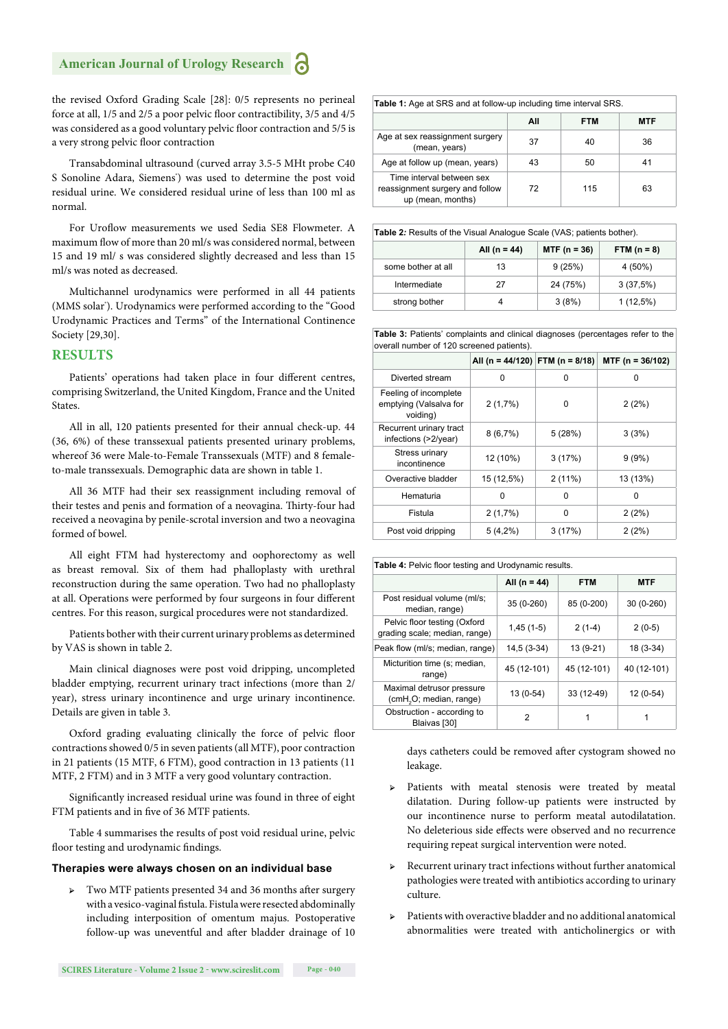the revised Oxford Grading Scale [28]: 0/5 represents no perineal force at all, 1/5 and 2/5 a poor pelvic floor contractibility, 3/5 and 4/5 was considered as a good voluntary pelvic floor contraction and 5/5 is a very strong pelvic floor contraction

Transabdominal ultrasound (curved array 3.5-5 MHt probe C40 S Sonoline Adara, Siemens®) was used to determine the post void residual urine. We considered residual urine of less than 100 ml as normal.

For Uroflow measurements we used Sedia SE8 Flowmeter. A maximum flow of more than 20 ml/s was considered normal, between 15 and 19 ml/ s was considered slightly decreased and less than 15 ml/s was noted as decreased.

Multichannel urodynamics were performed in all 44 patients (MMS solar®). Urodynamics were performed according to the "Good Urodynamic Practices and Terms" of the International Continence Society [29,30].

## RESULTS

Patients' operations had taken place in four different centres, comprising Switzerland, the United Kingdom, France and the United States.

All in all, 120 patients presented for their annual check-up. 44 (36, 6%) of these transsexual patients presented urinary problems, whereof 36 were Male-to-Female Transsexuals (MTF) and 8 female-to-male transsexuals. Demographic data are shown in table 1.

All 36 MTF had their sex reassignment including removal of their testes and penis and formation of a neovagina. Thirty-four had received a neovagina by penile-scrotal inversion and two a neovagina formed of bowel.

All eight FTM had hysterectomy and oophorectomy as well as breast removal. Six of them had phalloplasty with urethral reconstruction during the same operation. Two had no phalloplasty at all. Operations were performed by four surgeons in four different centres. For this reason, surgical procedures were not standardized.

Patients bother with their current urinary problems as determined by VAS is shown in table 2.

Main clinical diagnoses were post void dripping, uncompleted bladder emptying, recurrent urinary tract infections (more than 2/ year), stress urinary incontinence and urge urinary incontinence. Details are given in table 3.

Oxford grading evaluating clinically the force of pelvic floor contractions showed 0/5 in seven patients (all MTF), poor contraction in 21 patients (15 MTF, 6 FTM), good contraction in 13 patients (11 MTF, 2 FTM) and in 3 MTF a very good voluntary contraction.

Significantly increased residual urine was found in three of eight FTM patients and in five of 36 MTF patients.

Table 4 summarises the results of post void residual urine, pelvic floor testing and urodynamic findings.

**Table 1:** Age at SRS and at follow-up including time interval SRS.

| | All | FTM | MTF |
|---|---|---|---|
| Age at sex reassignment surgery (mean, years) | 37 | 40 | 36 |
| Age at follow up (mean, years) | 43 | 50 | 41 |
| Time interval between sex reassignment surgery and follow up (mean, months) | 72 | 115 | 63 |

**Table 2:** Results of the Visual Analogue Scale (VAS; patients bother).

| | All (n = 44) | MTF (n = 36) | FTM (n = 8) |
|---|---|---|---|
| some bother at all | 13 | 9 (25%) | 4 (50%) |
| Intermediate | 27 | 24 (75%) | 3 (37,5%) |
| strong bother | 4 | 3 (8%) | 1 (12,5%) |

**Table 3:** Patients' complaints and clinical diagnoses (percentages refer to the overall number of 120 screened patients).

| | All (n = 44/120) | FTM (n = 8/18) | MTF (n = 36/102) |
|---|---|---|---|
| Diverted stream | 0 | 0 | 0 |
| Feeling of incomplete emptying (Valsalva for voiding) | 2 (1,7%) | 0 | 2 (2%) |
| Recurrent urinary tract infections (>2/year) | 8 (6,7%) | 5 (28%) | 3 (3%) |
| Stress urinary incontinence | 12 (10%) | 3 (17%) | 9 (9%) |
| Overactive bladder | 15 (12,5%) | 2 (11%) | 13 (13%) |
| Hematuria | 0 | 0 | 0 |
| Fistula | 2 (1,7%) | 0 | 2 (2%) |
| Post void dripping | 5 (4,2%) | 3 (17%) | 2 (2%) |

**Table 4:** Pelvic floor testing and Urodynamic results.

| | All (n = 44) | FTM | MTF |
|---|---|---|---|
| Post residual volume (ml/s; median, range) | 35 (0-260) | 85 (0-200) | 30 (0-260) |
| Pelvic floor testing (Oxford grading scale; median, range) | 1,45 (1-5) | 2 (1-4) | 2 (0-5) |
| Peak flow (ml/s; median, range) | 14,5 (3-34) | 13 (9-21) | 18 (3-34) |
| Micturition time (s; median, range) | 45 (12-101) | 45 (12-101) | 40 (12-101) |
| Maximal detrusor pressure ($cmH_2O$; median, range) | 13 (0-54) | 33 (12-49) | 12 (0-54) |
| Obstruction - according to Blaivas [30] | 2 | 1 | 1 |

### Therapies were always chosen on an individual base

- Two MTF patients presented 34 and 36 months after surgery with a vesico-vaginal fistula. Fistula were resected abdominally including interposition of omentum majus. Postoperative follow-up was uneventful and after bladder drainage of 10 days catheters could be removed after cystogram showed no leakage.
- Patients with meatal stenosis were treated by meatal dilatation. During follow-up patients were instructed by our incontinence nurse to perform meatal autodilatation. No deleterious side effects were observed and no recurrence requiring repeat surgical intervention were noted.
- Recurrent urinary tract infections without further anatomical pathologies were treated with antibiotics according to urinary culture.
- Patients with overactive bladder and no additional anatomical abnormalities were treated with anticholinergics or with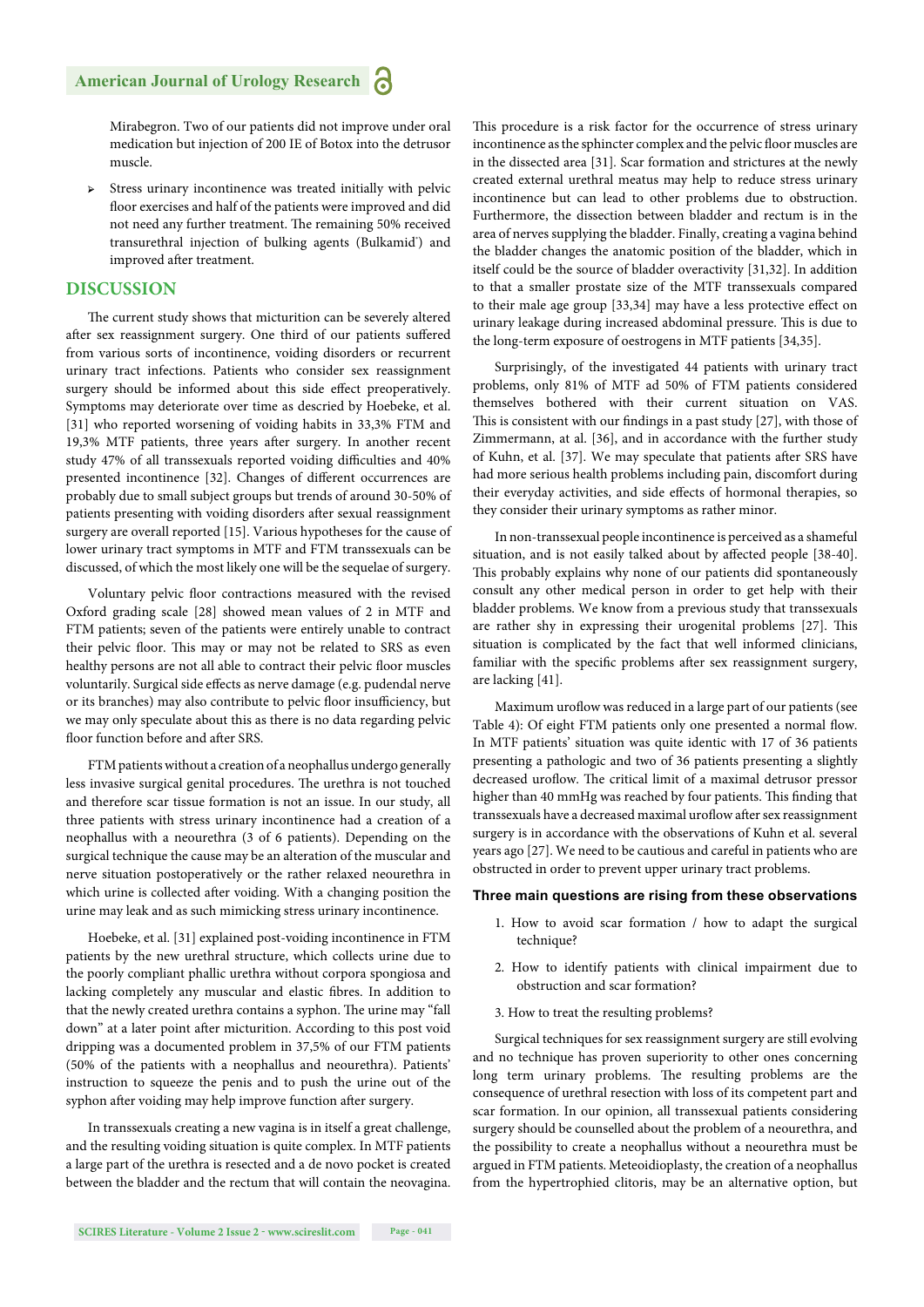Mirabegron. Two of our patients did not improve under oral medication but injection of 200 IE of Botox into the detrusor muscle.

- Stress urinary incontinence was treated initially with pelvic floor exercises and half of the patients were improved and did not need any further treatment. The remaining 50% received transurethral injection of bulking agents (Bulkamid®) and improved after treatment.

## DISCUSSION

The current study shows that micturition can be severely altered after sex reassignment surgery. One third of our patients suffered from various sorts of incontinence, voiding disorders or recurrent urinary tract infections. Patients who consider sex reassignment surgery should be informed about this side effect preoperatively. Symptoms may deteriorate over time as descried by Hoebeke, et al. [31] who reported worsening of voiding habits in 33,3% FTM and 19,3% MTF patients, three years after surgery. In another recent study 47% of all transsexuals reported voiding difficulties and 40% presented incontinence [32]. Changes of different occurrences are probably due to small subject groups but trends of around 30-50% of patients presenting with voiding disorders after sexual reassignment surgery are overall reported [15]. Various hypotheses for the cause of lower urinary tract symptoms in MTF and FTM transsexuals can be discussed, of which the most likely one will be the sequelae of surgery.

Voluntary pelvic floor contractions measured with the revised Oxford grading scale [28] showed mean values of 2 in MTF and FTM patients; seven of the patients were entirely unable to contract their pelvic floor. This may or may not be related to SRS as even healthy persons are not all able to contract their pelvic floor muscles voluntarily. Surgical side effects as nerve damage (e.g. pudendal nerve or its branches) may also contribute to pelvic floor insufficiency, but we may only speculate about this as there is no data regarding pelvic floor function before and after SRS.

FTM patients without a creation of a neophallus undergo generally less invasive surgical genital procedures. The urethra is not touched and therefore scar tissue formation is not an issue. In our study, all three patients with stress urinary incontinence had a creation of a neophallus with a neourethra (3 of 6 patients). Depending on the surgical technique the cause may be an alteration of the muscular and nerve situation postoperatively or the rather relaxed neourethra in which urine is collected after voiding. With a changing position the urine may leak and as such mimicking stress urinary incontinence.

Hoebeke, et al. [31] explained post-voiding incontinence in FTM patients by the new urethral structure, which collects urine due to the poorly compliant phallic urethra without corpora spongiosa and lacking completely any muscular and elastic fibres. In addition to that the newly created urethra contains a syphon. The urine may "fall down" at a later point after micturition. According to this post void dripping was a documented problem in 37,5% of our FTM patients (50% of the patients with a neophallus and neourethra). Patients' instruction to squeeze the penis and to push the urine out of the syphon after voiding may help improve function after surgery.

In transsexuals creating a new vagina is in itself a great challenge, and the resulting voiding situation is quite complex. In MTF patients a large part of the urethra is resected and a de novo pocket is created between the bladder and the rectum that will contain the neovagina. This procedure is a risk factor for the occurrence of stress urinary incontinence as the sphincter complex and the pelvic floor muscles are in the dissected area [31]. Scar formation and strictures at the newly created external urethral meatus may help to reduce stress urinary incontinence but can lead to other problems due to obstruction. Furthermore, the dissection between bladder and rectum is in the area of nerves supplying the bladder. Finally, creating a vagina behind the bladder changes the anatomic position of the bladder, which in itself could be the source of bladder overactivity [31,32]. In addition to that a smaller prostate size of the MTF transsexuals compared to their male age group [33,34] may have a less protective effect on urinary leakage during increased abdominal pressure. This is due to the long-term exposure of oestrogens in MTF patients [34,35].

Surprisingly, of the investigated 44 patients with urinary tract problems, only 81% of MTF ad 50% of FTM patients considered themselves bothered with their current situation on VAS. This is consistent with our findings in a past study [27], with those of Zimmermann, at al. [36], and in accordance with the further study of Kuhn, et al. [37]. We may speculate that patients after SRS have had more serious health problems including pain, discomfort during their everyday activities, and side effects of hormonal therapies, so they consider their urinary symptoms as rather minor.

In non-transsexual people incontinence is perceived as a shameful situation, and is not easily talked about by affected people [38-40]. This probably explains why none of our patients did spontaneously consult any other medical person in order to get help with their bladder problems. We know from a previous study that transsexuals are rather shy in expressing their urogenital problems [27]. This situation is complicated by the fact that well informed clinicians, familiar with the specific problems after sex reassignment surgery, are lacking [41].

Maximum uroflow was reduced in a large part of our patients (see Table 4): Of eight FTM patients only one presented a normal flow. In MTF patients' situation was quite identic with 17 of 36 patients presenting a pathologic and two of 36 patients presenting a slightly decreased uroflow. The critical limit of a maximal detrusor pressor higher than 40 mmHg was reached by four patients. This finding that transsexuals have a decreased maximal uroflow after sex reassignment surgery is in accordance with the observations of Kuhn et al. several years ago [27]. We need to be cautious and careful in patients who are obstructed in order to prevent upper urinary tract problems.

### Three main questions are rising from these observations

1. How to avoid scar formation / how to adapt the surgical technique?
2. How to identify patients with clinical impairment due to obstruction and scar formation?
3. How to treat the resulting problems?

Surgical techniques for sex reassignment surgery are still evolving and no technique has proven superiority to other ones concerning long term urinary problems. The resulting problems are the consequence of urethral resection with loss of its competent part and scar formation. In our opinion, all transsexual patients considering surgery should be counselled about the problem of a neourethra, and the possibility to create a neophallus without a neourethra must be argued in FTM patients. Meteoidioplasty, the creation of a neophallus from the hypertrophied clitoris, may be an alternative option, but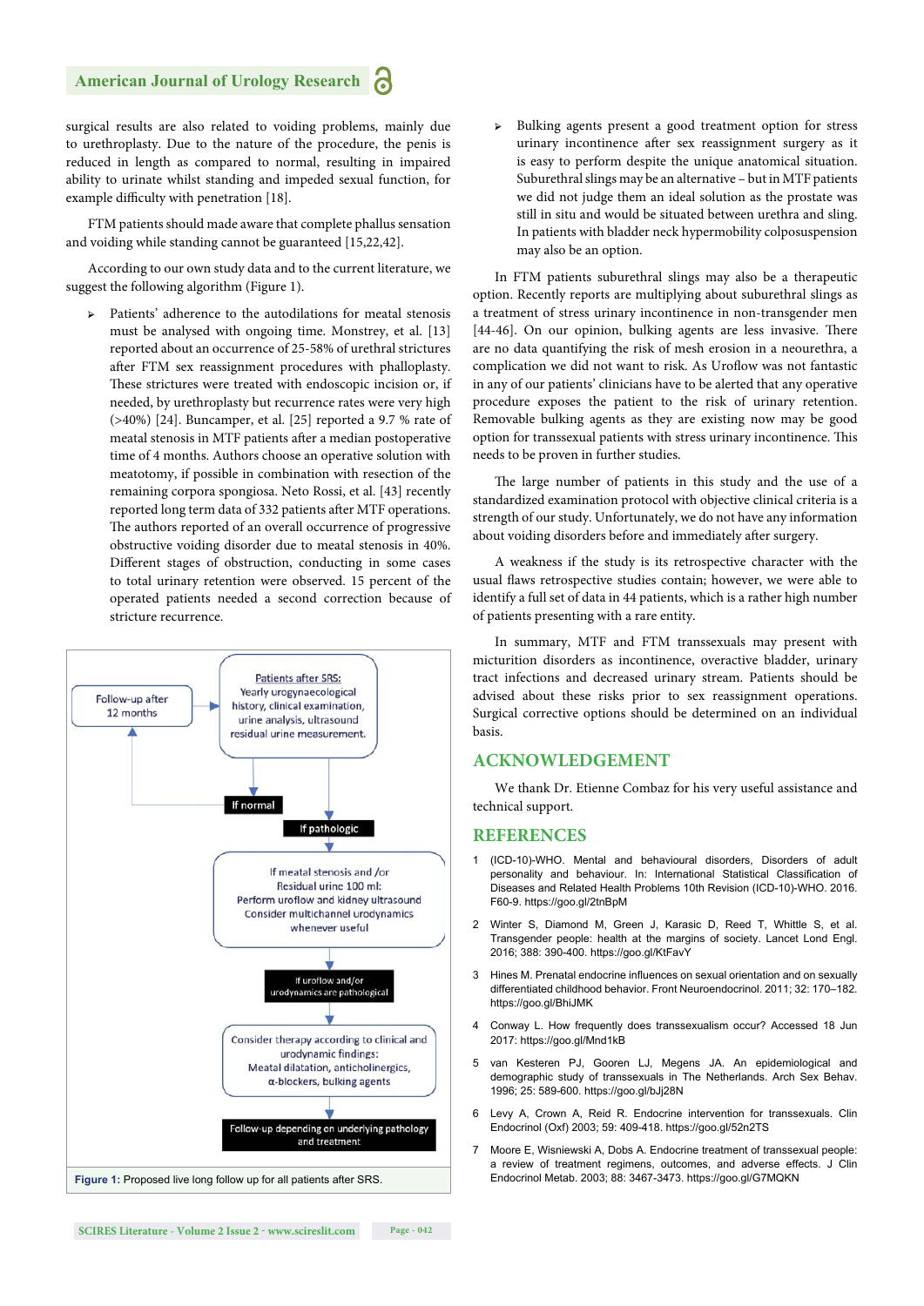surgical results are also related to voiding problems, mainly due to urethroplasty. Due to the nature of the procedure, the penis is reduced in length as compared to normal, resulting in impaired ability to urinate whilst standing and impeded sexual function, for example difficulty with penetration [18].

FTM patients should made aware that complete phallus sensation and voiding while standing cannot be guaranteed [15,22,42].

According to our own study data and to the current literature, we suggest the following algorithm (Figure 1).

- Patients' adherence to the autodilations for meatal stenosis must be analysed with ongoing time. Monstrey, et al. [13] reported about an occurrence of 25-58% of urethral strictures after FTM sex reassignment procedures with phalloplasty. These strictures were treated with endoscopic incision or, if needed, by urethroplasty but recurrence rates were very high (>40%) [24]. Buncamper, et al. [25] reported a 9.7 % rate of meatal stenosis in MTF patients after a median postoperative time of 4 months. Authors choose an operative solution with meatotomy, if possible in combination with resection of the remaining corpora spongiosa. Neto Rossi, et al. [43] recently reported long term data of 332 patients after MTF operations. The authors reported of an overall occurrence of progressive obstructive voiding disorder due to meatal stenosis in 40%. Different stages of obstruction, conducting in some cases to total urinary retention were observed. 15 percent of the operated patients needed a second correction because of stricture recurrence.

Follow-up after 12 months → Patients after SRS: Yearly urogynaecological history, clinical examination, urine analysis, ultrasound residual urine measurement.

If normal → Follow-up after 12 months

If pathologic → If meatal stenosis and /or Residual urine 100 ml: Perform uroflow and kidney ultrasound Consider multichannel urodynamics whenever useful

If uroflow and/or urodynamics are pathological → Consider therapy according to clinical and urodynamic findings: Meatal dilatation, anticholinergics, α-blockers, bulking agents

Follow-up depending on underlying pathology and treatment

**Figure 1:** Proposed live long follow up for all patients after SRS.

- Bulking agents present a good treatment option for stress urinary incontinence after sex reassignment surgery as it is easy to perform despite the unique anatomical situation. Suburethral slings may be an alternative – but in MTF patients we did not judge them an ideal solution as the prostate was still in situ and would be situated between urethra and sling. In patients with bladder neck hypermobility colposuspension may also be an option.

In FTM patients suburethral slings may also be a therapeutic option. Recently reports are multiplying about suburethral slings as a treatment of stress urinary incontinence in non-transgender men [44-46]. On our opinion, bulking agents are less invasive. There are no data quantifying the risk of mesh erosion in a neourethra, a complication we did not want to risk. As Uroflow was not fantastic in any of our patients' clinicians have to be alerted that any operative procedure exposes the patient to the risk of urinary retention. Removable bulking agents as they are existing now may be good option for transsexual patients with stress urinary incontinence. This needs to be proven in further studies.

The large number of patients in this study and the use of a standardized examination protocol with objective clinical criteria is a strength of our study. Unfortunately, we do not have any information about voiding disorders before and immediately after surgery.

A weakness if the study is its retrospective character with the usual flaws retrospective studies contain; however, we were able to identify a full set of data in 44 patients, which is a rather high number of patients presenting with a rare entity.

In summary, MTF and FTM transsexuals may present with micturition disorders as incontinence, overactive bladder, urinary tract infections and decreased urinary stream. Patients should be advised about these risks prior to sex reassignment operations. Surgical corrective options should be determined on an individual basis.

## ACKNOWLEDGEMENT

We thank Dr. Etienne Combaz for his very useful assistance and technical support.

## REFERENCES

1. (ICD-10)-WHO. Mental and behavioural disorders, Disorders of adult personality and behaviour. In: International Statistical Classification of Diseases and Related Health Problems 10th Revision (ICD-10)-WHO. 2016. F60-9. https://goo.gl/2tnBpM
2. Winter S, Diamond M, Green J, Karasic D, Reed T, Whittle S, et al. Transgender people: health at the margins of society. Lancet Lond Engl. 2016; 388: 390-400. https://goo.gl/KtFavY
3. Hines M. Prenatal endocrine influences on sexual orientation and on sexually differentiated childhood behavior. Front Neuroendocrinol. 2011; 32: 170–182. https://goo.gl/BhiJMK
4. Conway L. How frequently does transsexualism occur? Accessed 18 Jun 2017: https://goo.gl/Mnd1kB
5. van Kesteren PJ, Gooren LJ, Megens JA. An epidemiological and demographic study of transsexuals in The Netherlands. Arch Sex Behav. 1996; 25: 589-600. https://goo.gl/bJj28N
6. Levy A, Crown A, Reid R. Endocrine intervention for transsexuals. Clin Endocrinol (Oxf) 2003; 59: 409-418. https://goo.gl/52n2TS
7. Moore E, Wisniewski A, Dobs A. Endocrine treatment of transsexual people: a review of treatment regimens, outcomes, and adverse effects. J Clin Endocrinol Metab. 2003; 88: 3467-3473. https://goo.gl/G7MQKN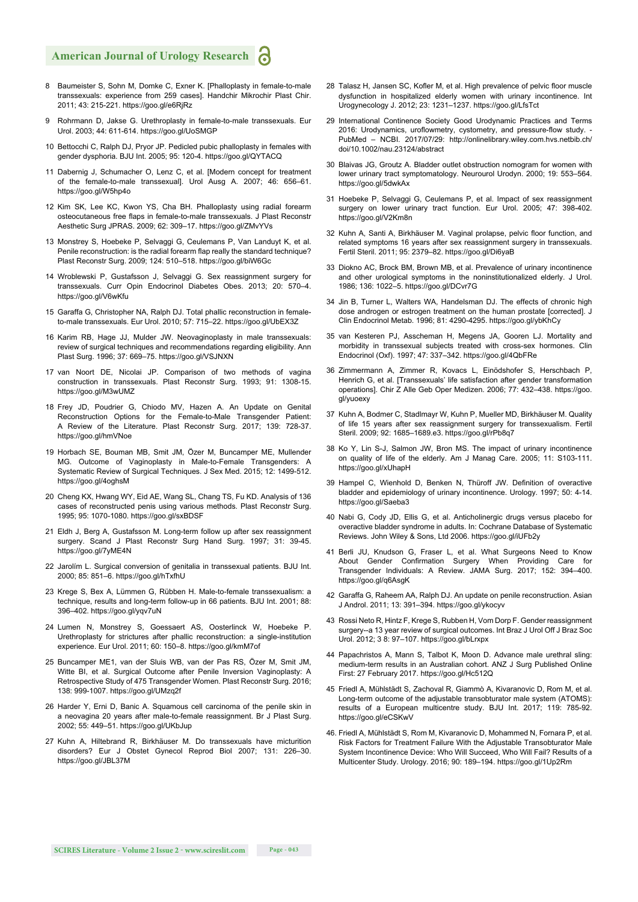8 Baumeister S, Sohn M, Domke C, Exner K. [Phalloplasty in female-to-male transsexuals: experience from 259 cases]. Handchir Mikrochir Plast Chir. 2011; 43: 215-221. https://goo.gl/e6RjRz

9 Rohrmann D, Jakse G. Urethroplasty in female-to-male transsexuals. Eur Urol. 2003; 44: 611-614. https://goo.gl/UoSMGP

10 Bettocchi C, Ralph DJ, Pryor JP. Pedicled pubic phalloplasty in females with gender dysphoria. BJU Int. 2005; 95: 120-4. https://goo.gl/QYTACQ

11 Dabernig J, Schumacher O, Lenz C, et al. [Modern concept for treatment of the female-to-male transsexual]. Urol Ausg A. 2007; 46: 656–61. https://goo.gl/W5hp4o

12 Kim SK, Lee KC, Kwon YS, Cha BH. Phalloplasty using radial forearm osteocutaneous free flaps in female-to-male transsexuals. J Plast Reconstr Aesthetic Surg JPRAS. 2009; 62: 309–17. https://goo.gl/ZMvYVs

13 Monstrey S, Hoebeke P, Selvaggi G, Ceulemans P, Van Landuyt K, et al. Penile reconstruction: is the radial forearm flap really the standard technique? Plast Reconstr Surg. 2009; 124: 510–518. https://goo.gl/biW6Gc

14 Wroblewski P, Gustafsson J, Selvaggi G. Sex reassignment surgery for transsexuals. Curr Opin Endocrinol Diabetes Obes. 2013; 20: 570–4. https://goo.gl/V6wKfu

15 Garaffa G, Christopher NA, Ralph DJ. Total phallic reconstruction in female-to-male transsexuals. Eur Urol. 2010; 57: 715–22. https://goo.gl/UbEX3Z

16 Karim RB, Hage JJ, Mulder JW. Neovaginoplasty in male transsexuals: review of surgical techniques and recommendations regarding eligibility. Ann Plast Surg. 1996; 37: 669–75. https://goo.gl/VSJNXN

17 van Noort DE, Nicolai JP. Comparison of two methods of vagina construction in transsexuals. Plast Reconstr Surg. 1993; 91: 1308-15. https://goo.gl/M3wUMZ

18 Frey JD, Poudrier G, Chiodo MV, Hazen A. An Update on Genital Reconstruction Options for the Female-to-Male Transgender Patient: A Review of the Literature. Plast Reconstr Surg. 2017; 139: 728-37. https://goo.gl/hmVNoe

19 Horbach SE, Bouman MB, Smit JM, Özer M, Buncamper ME, Mullender MG. Outcome of Vaginoplasty in Male-to-Female Transgenders: A Systematic Review of Surgical Techniques. J Sex Med. 2015; 12: 1499-512. https://goo.gl/4oghsM

20 Cheng KX, Hwang WY, Eid AE, Wang SL, Chang TS, Fu KD. Analysis of 136 cases of reconstructed penis using various methods. Plast Reconstr Surg. 1995; 95: 1070-1080. https://goo.gl/sxBDSF

21 Eldh J, Berg A, Gustafsson M. Long-term follow up after sex reassignment surgery. Scand J Plast Reconstr Surg Hand Surg. 1997; 31: 39-45. https://goo.gl/7yME4N

22 Jarolím L. Surgical conversion of genitalia in transsexual patients. BJU Int. 2000; 85: 851–6. https://goo.gl/hTxfhU

23 Krege S, Bex A, Lümmen G, Rübben H. Male-to-female transsexualism: a technique, results and long-term follow-up in 66 patients. BJU Int. 2001; 88: 396–402. https://goo.gl/yqv7uN

24 Lumen N, Monstrey S, Goessaert AS, Oosterlinck W, Hoebeke P. Urethroplasty for strictures after phallic reconstruction: a single-institution experience. Eur Urol. 2011; 60: 150–8. https://goo.gl/kmM7of

25 Buncamper ME1, van der Sluis WB, van der Pas RS, Özer M, Smit JM, Witte BI, et al. Surgical Outcome after Penile Inversion Vaginoplasty: A Retrospective Study of 475 Transgender Women. Plast Reconstr Surg. 2016; 138: 999-1007. https://goo.gl/UMzq2f

26 Harder Y, Erni D, Banic A. Squamous cell carcinoma of the penile skin in a neovagina 20 years after male-to-female reassignment. Br J Plast Surg. 2002; 55: 449–51. https://goo.gl/UKbJup

27 Kuhn A, Hiltebrand R, Birkhäuser M. Do transsexuals have micturition disorders? Eur J Obstet Gynecol Reprod Biol 2007; 131: 226–30. https://goo.gl/JBL37M

28 Talasz H, Jansen SC, Kofler M, et al. High prevalence of pelvic floor muscle dysfunction in hospitalized elderly women with urinary incontinence. Int Urogynecology J. 2012; 23: 1231–1237. https://goo.gl/LfsTct

29 International Continence Society Good Urodynamic Practices and Terms 2016: Urodynamics, uroflowmetry, cystometry, and pressure-flow study. - PubMed – NCBI. 2017/07/29: http://onlinelibrary.wiley.com.hvs.netbib.ch/doi/10.1002/nau.23124/abstract

30 Blaivas JG, Groutz A. Bladder outlet obstruction nomogram for women with lower urinary tract symptomatology. Neurourol Urodyn. 2000; 19: 553–564. https://goo.gl/5dwkAx

31 Hoebeke P, Selvaggi G, Ceulemans P, et al. Impact of sex reassignment surgery on lower urinary tract function. Eur Urol. 2005; 47: 398-402. https://goo.gl/V2Km8n

32 Kuhn A, Santi A, Birkhäuser M. Vaginal prolapse, pelvic floor function, and related symptoms 16 years after sex reassignment surgery in transsexuals. Fertil Steril. 2011; 95: 2379–82. https://goo.gl/Di6yaB

33 Diokno AC, Brock BM, Brown MB, et al. Prevalence of urinary incontinence and other urological symptoms in the noninstitutionalized elderly. J Urol. 1986; 136: 1022–5. https://goo.gl/DCvr7G

34 Jin B, Turner L, Walters WA, Handelsman DJ. The effects of chronic high dose androgen or estrogen treatment on the human prostate [corrected]. J Clin Endocrinol Metab. 1996; 81: 4290-4295. https://goo.gl/ybKhCy

35 van Kesteren PJ, Asscheman H, Megens JA, Gooren LJ. Mortality and morbidity in transsexual subjects treated with cross-sex hormones. Clin Endocrinol (Oxf). 1997; 47: 337–342. https://goo.gl/4QbFRe

36 Zimmermann A, Zimmer R, Kovacs L, Einödshofer S, Herschbach P, Henrich G, et al. [Transsexuals' life satisfaction after gender transformation operations]. Chir Z Alle Geb Oper Medizen. 2006; 77: 432–438. https://goo.gl/yuoexy

37 Kuhn A, Bodmer C, Stadlmayr W, Kuhn P, Mueller MD, Birkhäuser M. Quality of life 15 years after sex reassignment surgery for transsexualism. Fertil Steril. 2009; 92: 1685–1689.e3. https://goo.gl/rPb8q7

38 Ko Y, Lin S-J, Salmon JW, Bron MS. The impact of urinary incontinence on quality of life of the elderly. Am J Manag Care. 2005; 11: S103-111. https://goo.gl/xUhapH

39 Hampel C, Wienhold D, Benken N, Thüroff JW. Definition of overactive bladder and epidemiology of urinary incontinence. Urology. 1997; 50: 4-14. https://goo.gl/Saeba3

40 Nabi G, Cody JD, Ellis G, et al. Anticholinergic drugs versus placebo for overactive bladder syndrome in adults. In: Cochrane Database of Systematic Reviews. John Wiley & Sons, Ltd 2006. https://goo.gl/iUFb2y

41 Berli JU, Knudson G, Fraser L, et al. What Surgeons Need to Know About Gender Confirmation Surgery When Providing Care for Transgender Individuals: A Review. JAMA Surg. 2017; 152: 394–400. https://goo.gl/q6AsgK

42 Garaffa G, Raheem AA, Ralph DJ. An update on penile reconstruction. Asian J Androl. 2011; 13: 391–394. https://goo.gl/ykocyv

43 Rossi Neto R, Hintz F, Krege S, Rubben H, Vom Dorp F. Gender reassignment surgery--a 13 year review of surgical outcomes. Int Braz J Urol Off J Braz Soc Urol. 2012; 3 8: 97–107. https://goo.gl/bLrxpx

44 Papachristos A, Mann S, Talbot K, Moon D. Advance male urethral sling: medium-term results in an Australian cohort. ANZ J Surg Published Online First: 27 February 2017. https://goo.gl/Hc512Q

45 Friedl A, Mühlstädt S, Zachoval R, Giammò A, Kivaranovic D, Rom M, et al. Long-term outcome of the adjustable transobturator male system (ATOMS): results of a European multicentre study. BJU Int. 2017; 119: 785-92. https://goo.gl/eCSKwV

46. Friedl A, Mühlstädt S, Rom M, Kivaranovic D, Mohammed N, Fornara P, et al. Risk Factors for Treatment Failure With the Adjustable Transobturator Male System Incontinence Device: Who Will Succeed, Who Will Fail? Results of a Multicenter Study. Urology. 2016; 90: 189–194. https://goo.gl/1Up2Rm